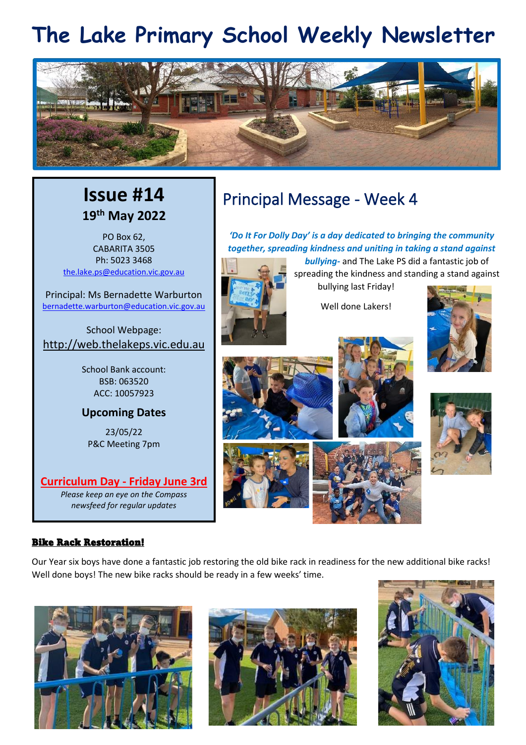# The Lake Primary School Weekly Newsletter

## Issue #14

**19th May 2022**

PO Box 62,
CABARITA 3505
Ph: 5023 3468
the.lake.ps@education.vic.gov.au

Principal: Ms Bernadette Warburton
bernadette.warburton@education.vic.gov.au

School Webpage:
http://web.thelakeps.vic.edu.au

School Bank account:
BSB: 063520
ACC: 10057923

**Upcoming Dates**

23/05/22
P&C Meeting 7pm

**Curriculum Day - Friday June 3rd**

*Please keep an eye on the Compass newsfeed for regular updates*

## Principal Message - Week 4

***'Do It For Dolly Day' is a day dedicated to bringing the community together, spreading kindness and uniting in taking a stand against bullying-*** and The Lake PS did a fantastic job of spreading the kindness and standing a stand against bullying last Friday!

Well done Lakers!

### Bike Rack Restoration!

Our Year six boys have done a fantastic job restoring the old bike rack in readiness for the new additional bike racks! Well done boys! The new bike racks should be ready in a few weeks' time.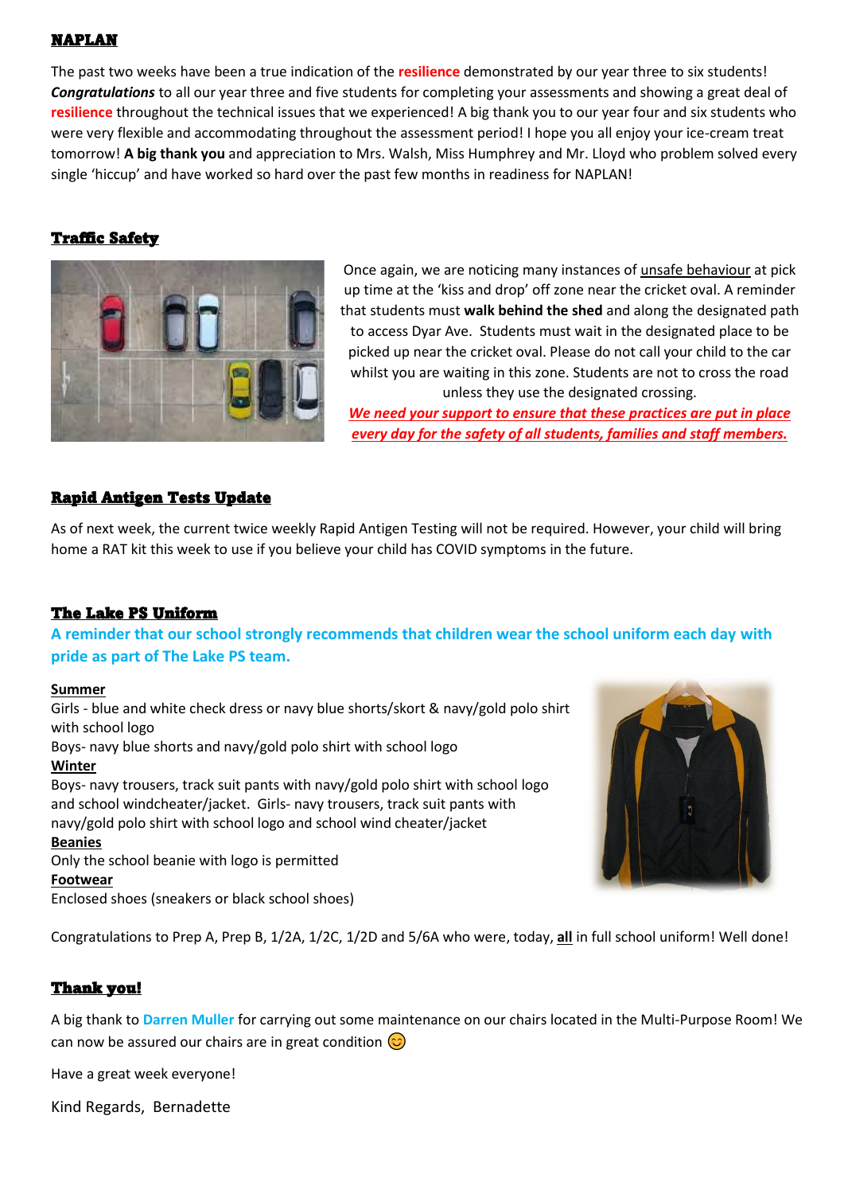## NAPLAN

The past two weeks have been a true indication of the **resilience** demonstrated by our year three to six students! ***Congratulations*** to all our year three and five students for completing your assessments and showing a great deal of **resilience** throughout the technical issues that we experienced! A big thank you to our year four and six students who were very flexible and accommodating throughout the assessment period! I hope you all enjoy your ice-cream treat tomorrow! **A big thank you** and appreciation to Mrs. Walsh, Miss Humphrey and Mr. Lloyd who problem solved every single 'hiccup' and have worked so hard over the past few months in readiness for NAPLAN!

## Traffic Safety

Once again, we are noticing many instances of unsafe behaviour at pick up time at the 'kiss and drop' off zone near the cricket oval. A reminder that students must **walk behind the shed** and along the designated path to access Dyar Ave. Students must wait in the designated place to be picked up near the cricket oval. Please do not call your child to the car whilst you are waiting in this zone. Students are not to cross the road unless they use the designated crossing.

***We need your support to ensure that these practices are put in place every day for the safety of all students, families and staff members.***

## Rapid Antigen Tests Update

As of next week, the current twice weekly Rapid Antigen Testing will not be required. However, your child will bring home a RAT kit this week to use if you believe your child has COVID symptoms in the future.

## The Lake PS Uniform

**A reminder that our school strongly recommends that children wear the school uniform each day with pride as part of The Lake PS team.**

**Summer**

Girls - blue and white check dress or navy blue shorts/skort & navy/gold polo shirt with school logo

Boys- navy blue shorts and navy/gold polo shirt with school logo

**Winter**

Boys- navy trousers, track suit pants with navy/gold polo shirt with school logo and school windcheater/jacket. Girls- navy trousers, track suit pants with navy/gold polo shirt with school logo and school wind cheater/jacket

**Beanies**

Only the school beanie with logo is permitted

**Footwear**

Enclosed shoes (sneakers or black school shoes)

Congratulations to Prep A, Prep B, 1/2A, 1/2C, 1/2D and 5/6A who were, today, **all** in full school uniform! Well done!

## Thank you!

A big thank to **Darren Muller** for carrying out some maintenance on our chairs located in the Multi-Purpose Room! We can now be assured our chairs are in great condition 😊

Have a great week everyone!

Kind Regards, Bernadette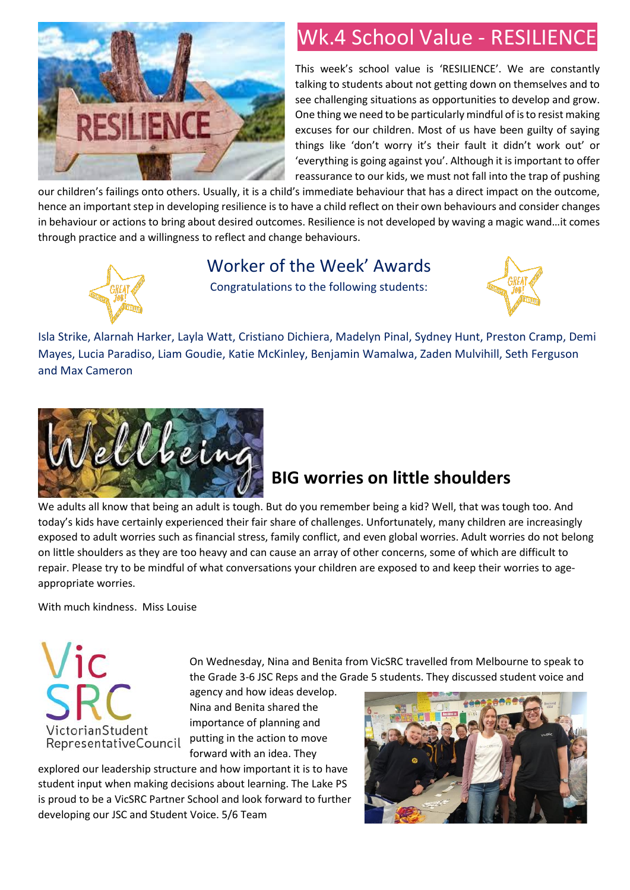## Wk.4 School Value - RESILIENCE

This week's school value is 'RESILIENCE'. We are constantly talking to students about not getting down on themselves and to see challenging situations as opportunities to develop and grow. One thing we need to be particularly mindful of is to resist making excuses for our children. Most of us have been guilty of saying things like 'don't worry it's their fault it didn't work out' or 'everything is going against you'. Although it is important to offer reassurance to our kids, we must not fall into the trap of pushing our children's failings onto others. Usually, it is a child's immediate behaviour that has a direct impact on the outcome, hence an important step in developing resilience is to have a child reflect on their own behaviours and consider changes in behaviour or actions to bring about desired outcomes. Resilience is not developed by waving a magic wand…it comes through practice and a willingness to reflect and change behaviours.

## Worker of the Week' Awards

Congratulations to the following students:

Isla Strike, Alarnah Harker, Layla Watt, Cristiano Dichiera, Madelyn Pinal, Sydney Hunt, Preston Cramp, Demi Mayes, Lucia Paradiso, Liam Goudie, Katie McKinley, Benjamin Wamalwa, Zaden Mulvihill, Seth Ferguson and Max Cameron

## BIG worries on little shoulders

We adults all know that being an adult is tough. But do you remember being a kid? Well, that was tough too. And today's kids have certainly experienced their fair share of challenges. Unfortunately, many children are increasingly exposed to adult worries such as financial stress, family conflict, and even global worries. Adult worries do not belong on little shoulders as they are too heavy and can cause an array of other concerns, some of which are difficult to repair. Please try to be mindful of what conversations your children are exposed to and keep their worries to age-appropriate worries.

With much kindness. Miss Louise

On Wednesday, Nina and Benita from VicSRC travelled from Melbourne to speak to the Grade 3-6 JSC Reps and the Grade 5 students. They discussed student voice and agency and how ideas develop. Nina and Benita shared the importance of planning and putting in the action to move forward with an idea. They explored our leadership structure and how important it is to have student input when making decisions about learning. The Lake PS is proud to be a VicSRC Partner School and look forward to further developing our JSC and Student Voice. 5/6 Team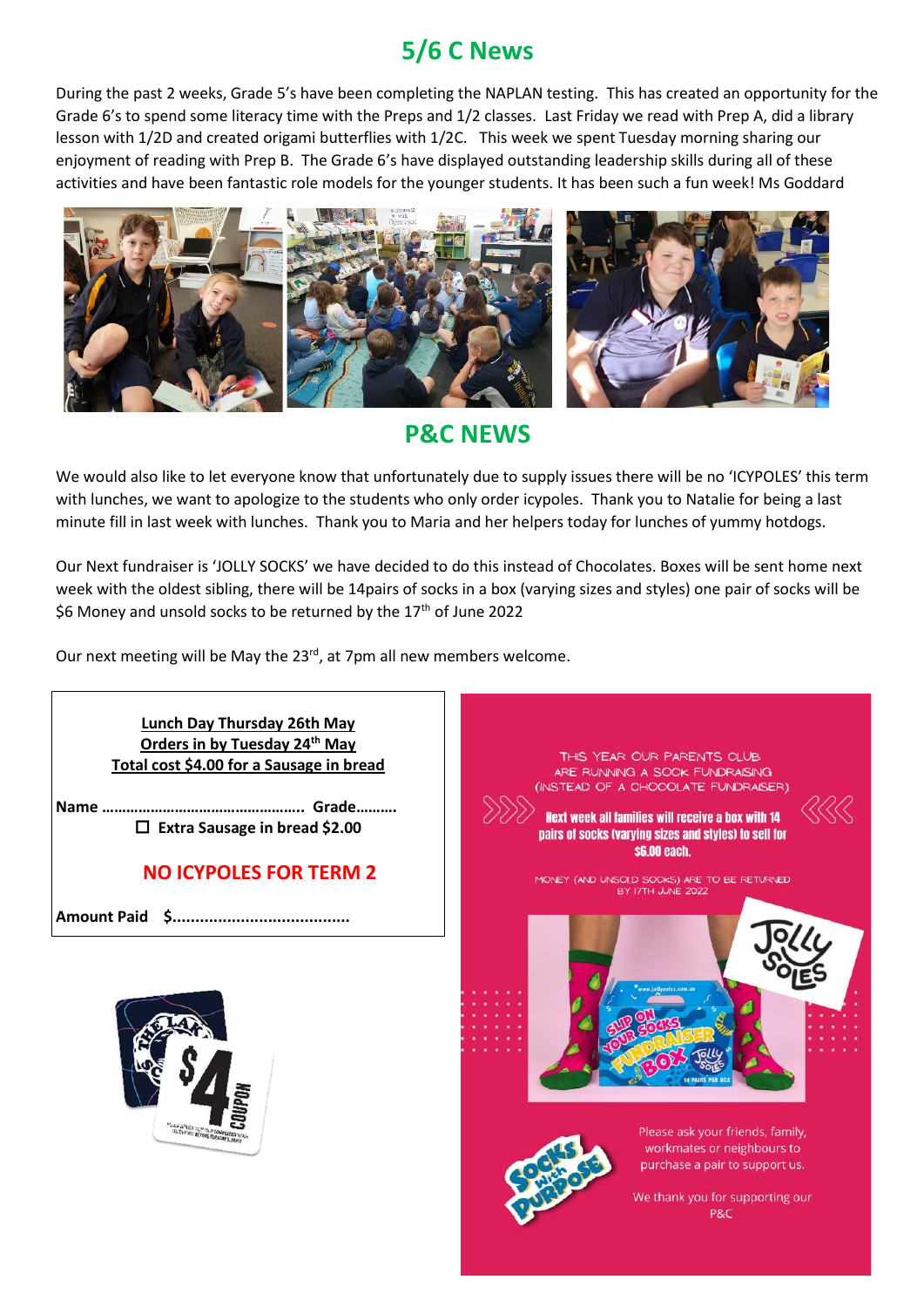## 5/6 C News

During the past 2 weeks, Grade 5's have been completing the NAPLAN testing. This has created an opportunity for the Grade 6's to spend some literacy time with the Preps and 1/2 classes. Last Friday we read with Prep A, did a library lesson with 1/2D and created origami butterflies with 1/2C. This week we spent Tuesday morning sharing our enjoyment of reading with Prep B. The Grade 6's have displayed outstanding leadership skills during all of these activities and have been fantastic role models for the younger students. It has been such a fun week! Ms Goddard

## P&C NEWS

We would also like to let everyone know that unfortunately due to supply issues there will be no 'ICYPOLES' this term with lunches, we want to apologize to the students who only order icypoles. Thank you to Natalie for being a last minute fill in last week with lunches. Thank you to Maria and her helpers today for lunches of yummy hotdogs.

Our Next fundraiser is 'JOLLY SOCKS' we have decided to do this instead of Chocolates. Boxes will be sent home next week with the oldest sibling, there will be 14pairs of socks in a box (varying sizes and styles) one pair of socks will be $6 Money and unsold socks to be returned by the 17th of June 2022

Our next meeting will be May the 23rd, at 7pm all new members welcome.

**Lunch Day Thursday 26th May**
**Orders in by Tuesday 24th May**
**Total cost $4.00 for a Sausage in bread**

**Name ………………………………………….. Grade……….**

☐ **Extra Sausage in bread $2.00**

**NO ICYPOLES FOR TERM 2**

**Amount Paid $……………………………….**

$4 COUPON

THIS YEAR OUR PARENTS CLUB ARE RUNNING A SOCK FUNDRAISING (INSTEAD OF A CHOCOLATE FUNDRAISER)

**Next week all families will receive a box with 14 pairs of socks (varying sizes and styles) to sell for $6.00 each.**

MONEY (AND UNSOLD SOCKS) ARE TO BE RETURNED BY 17TH JUNE 2022

Jolly Soles

SLIP ON YOUR SOCKS FUNDRAISER BOX

14 PAIRS PER BOX

Socks with Purpose

Please ask your friends, family, workmates or neighbours to purchase a pair to support us.

We thank you for supporting our P&C